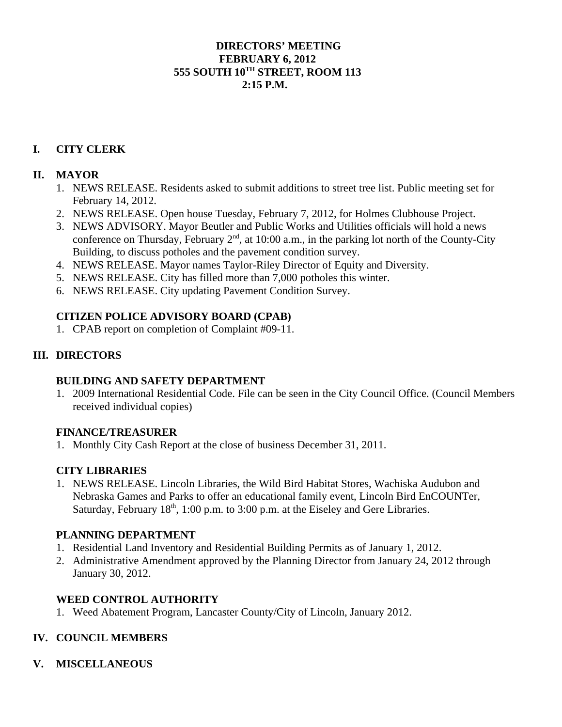# DIRECTORS' MEETING
## FEBRUARY 6, 2012
## 555 SOUTH 10TH STREET, ROOM 113
## 2:15 P.M.

## I. CITY CLERK

## II. MAYOR

1. NEWS RELEASE. Residents asked to submit additions to street tree list. Public meeting set for February 14, 2012.
2. NEWS RELEASE. Open house Tuesday, February 7, 2012, for Holmes Clubhouse Project.
3. NEWS ADVISORY. Mayor Beutler and Public Works and Utilities officials will hold a news conference on Thursday, February 2nd, at 10:00 a.m., in the parking lot north of the County-City Building, to discuss potholes and the pavement condition survey.
4. NEWS RELEASE. Mayor names Taylor-Riley Director of Equity and Diversity.
5. NEWS RELEASE. City has filled more than 7,000 potholes this winter.
6. NEWS RELEASE. City updating Pavement Condition Survey.

### CITIZEN POLICE ADVISORY BOARD (CPAB)

1. CPAB report on completion of Complaint #09-11.

## III. DIRECTORS

### BUILDING AND SAFETY DEPARTMENT

1. 2009 International Residential Code. File can be seen in the City Council Office. (Council Members received individual copies)

### FINANCE/TREASURER

1. Monthly City Cash Report at the close of business December 31, 2011.

### CITY LIBRARIES

1. NEWS RELEASE. Lincoln Libraries, the Wild Bird Habitat Stores, Wachiska Audubon and Nebraska Games and Parks to offer an educational family event, Lincoln Bird EnCOUNTer, Saturday, February 18th, 1:00 p.m. to 3:00 p.m. at the Eiseley and Gere Libraries.

### PLANNING DEPARTMENT

1. Residential Land Inventory and Residential Building Permits as of January 1, 2012.
2. Administrative Amendment approved by the Planning Director from January 24, 2012 through January 30, 2012.

### WEED CONTROL AUTHORITY

1. Weed Abatement Program, Lancaster County/City of Lincoln, January 2012.

## IV. COUNCIL MEMBERS

## V. MISCELLANEOUS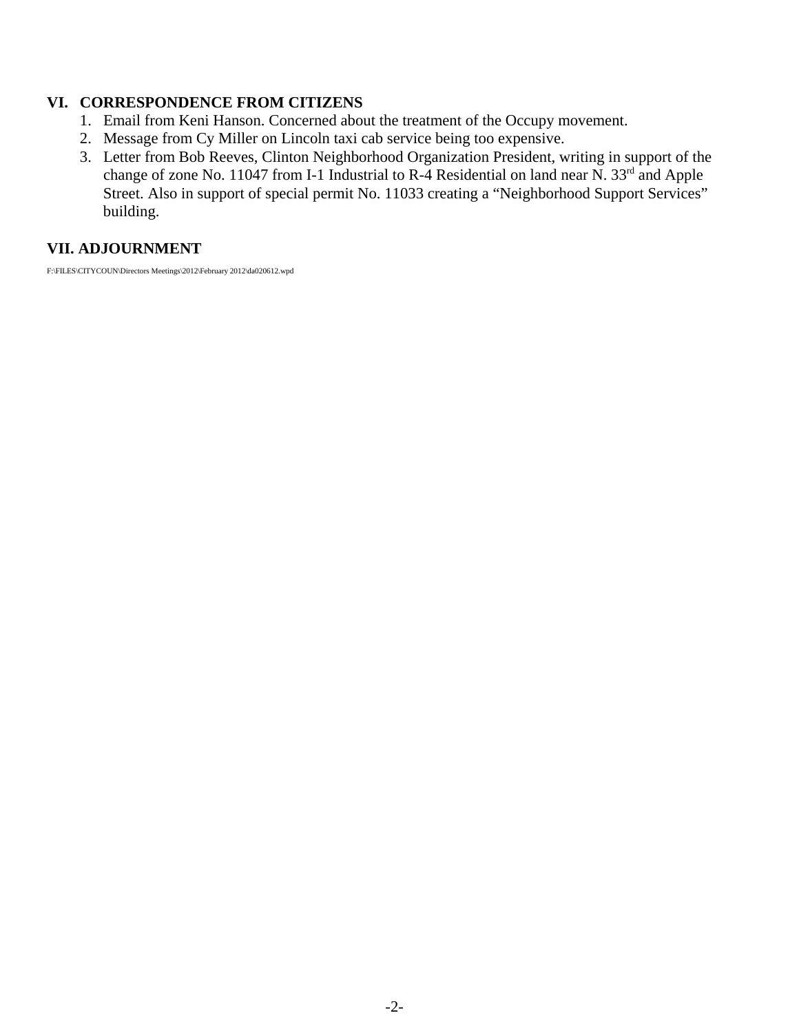## VI. CORRESPONDENCE FROM CITIZENS

1. Email from Keni Hanson. Concerned about the treatment of the Occupy movement.
2. Message from Cy Miller on Lincoln taxi cab service being too expensive.
3. Letter from Bob Reeves, Clinton Neighborhood Organization President, writing in support of the change of zone No. 11047 from I-1 Industrial to R-4 Residential on land near N. 33rd and Apple Street. Also in support of special permit No. 11033 creating a "Neighborhood Support Services" building.

## VII. ADJOURNMENT

F:\FILES\CITYCOUN\Directors Meetings\2012\February 2012\da020612.wpd